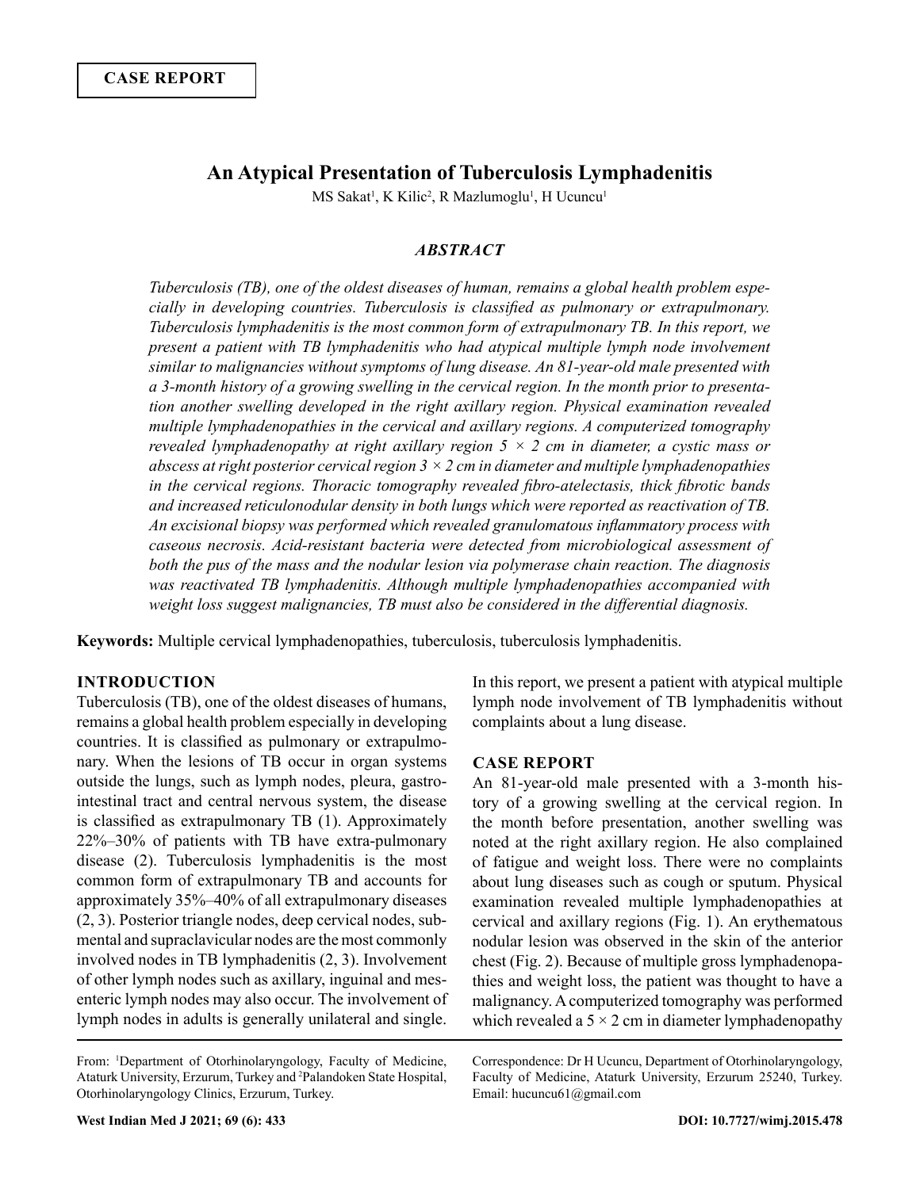**CASE REPORT**

# An Atypical Presentation of Tuberculosis Lymphadenitis

MS Sakat[1], K Kilic[2], R Mazlumoglu[1], H Ucuncu[1]

### *ABSTRACT*

*Tuberculosis (TB), one of the oldest diseases of human, remains a global health problem especially in developing countries. Tuberculosis is classified as pulmonary or extrapulmonary. Tuberculosis lymphadenitis is the most common form of extrapulmonary TB. In this report, we present a patient with TB lymphadenitis who had atypical multiple lymph node involvement similar to malignancies without symptoms of lung disease. An 81-year-old male presented with a 3-month history of a growing swelling in the cervical region. In the month prior to presentation another swelling developed in the right axillary region. Physical examination revealed multiple lymphadenopathies in the cervical and axillary regions. A computerized tomography revealed lymphadenopathy at right axillary region 5 × 2 cm in diameter, a cystic mass or abscess at right posterior cervical region 3 × 2 cm in diameter and multiple lymphadenopathies in the cervical regions. Thoracic tomography revealed fibro-atelectasis, thick fibrotic bands and increased reticulonodular density in both lungs which were reported as reactivation of TB. An excisional biopsy was performed which revealed granulomatous inflammatory process with caseous necrosis. Acid-resistant bacteria were detected from microbiological assessment of both the pus of the mass and the nodular lesion via polymerase chain reaction. The diagnosis was reactivated TB lymphadenitis. Although multiple lymphadenopathies accompanied with weight loss suggest malignancies, TB must also be considered in the differential diagnosis.*

**Keywords:** Multiple cervical lymphadenopathies, tuberculosis, tuberculosis lymphadenitis.

## INTRODUCTION

Tuberculosis (TB), one of the oldest diseases of humans, remains a global health problem especially in developing countries. It is classified as pulmonary or extrapulmonary. When the lesions of TB occur in organ systems outside the lungs, such as lymph nodes, pleura, gastrointestinal tract and central nervous system, the disease is classified as extrapulmonary TB (1). Approximately 22%–30% of patients with TB have extra-pulmonary disease (2). Tuberculosis lymphadenitis is the most common form of extrapulmonary TB and accounts for approximately 35%–40% of all extrapulmonary diseases (2, 3). Posterior triangle nodes, deep cervical nodes, submental and supraclavicular nodes are the most commonly involved nodes in TB lymphadenitis (2, 3). Involvement of other lymph nodes such as axillary, inguinal and mesenteric lymph nodes may also occur. The involvement of lymph nodes in adults is generally unilateral and single. In this report, we present a patient with atypical multiple lymph node involvement of TB lymphadenitis without complaints about a lung disease.

## CASE REPORT

An 81-year-old male presented with a 3-month history of a growing swelling at the cervical region. In the month before presentation, another swelling was noted at the right axillary region. He also complained of fatigue and weight loss. There were no complaints about lung diseases such as cough or sputum. Physical examination revealed multiple lymphadenopathies at cervical and axillary regions (Fig. 1). An erythematous nodular lesion was observed in the skin of the anterior chest (Fig. 2). Because of multiple gross lymphadenopathies and weight loss, the patient was thought to have a malignancy. A computerized tomography was performed which revealed a 5 × 2 cm in diameter lymphadenopathy

From: [1]Department of Otorhinolaryngology, Faculty of Medicine, Ataturk University, Erzurum, Turkey and [2]Palandoken State Hospital, Otorhinolaryngology Clinics, Erzurum, Turkey.

Correspondence: Dr H Ucuncu, Department of Otorhinolaryngology, Faculty of Medicine, Ataturk University, Erzurum 25240, Turkey. Email: hucuncu61@gmail.com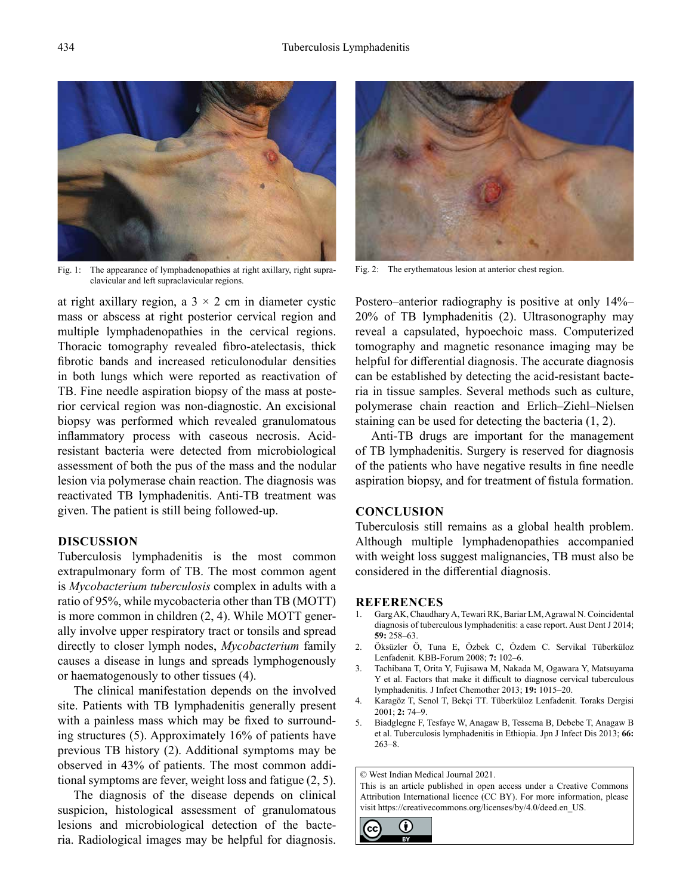Fig. 1: The appearance of lymphadenopathies at right axillary, right supraclavicular and left supraclavicular regions.

Fig. 2: The erythematous lesion at anterior chest region.

at right axillary region, a 3 × 2 cm in diameter cystic mass or abscess at right posterior cervical region and multiple lymphadenopathies in the cervical regions. Thoracic tomography revealed fibro-atelectasis, thick fibrotic bands and increased reticulonodular densities in both lungs which were reported as reactivation of TB. Fine needle aspiration biopsy of the mass at posterior cervical region was non-diagnostic. An excisional biopsy was performed which revealed granulomatous inflammatory process with caseous necrosis. Acid-resistant bacteria were detected from microbiological assessment of both the pus of the mass and the nodular lesion via polymerase chain reaction. The diagnosis was reactivated TB lymphadenitis. Anti-TB treatment was given. The patient is still being followed-up.

## DISCUSSION

Tuberculosis lymphadenitis is the most common extrapulmonary form of TB. The most common agent is *Mycobacterium tuberculosis* complex in adults with a ratio of 95%, while mycobacteria other than TB (MOTT) is more common in children (2, 4). While MOTT generally involve upper respiratory tract or tonsils and spread directly to closer lymph nodes, *Mycobacterium* family causes a disease in lungs and spreads lymphogenously or haematogenously to other tissues (4).

The clinical manifestation depends on the involved site. Patients with TB lymphadenitis generally present with a painless mass which may be fixed to surrounding structures (5). Approximately 16% of patients have previous TB history (2). Additional symptoms may be observed in 43% of patients. The most common additional symptoms are fever, weight loss and fatigue (2, 5).

The diagnosis of the disease depends on clinical suspicion, histological assessment of granulomatous lesions and microbiological detection of the bacteria. Radiological images may be helpful for diagnosis. Postero–anterior radiography is positive at only 14%–20% of TB lymphadenitis (2). Ultrasonography may reveal a capsulated, hypoechoic mass. Computerized tomography and magnetic resonance imaging may be helpful for differential diagnosis. The accurate diagnosis can be established by detecting the acid-resistant bacteria in tissue samples. Several methods such as culture, polymerase chain reaction and Erlich–Ziehl–Nielsen staining can be used for detecting the bacteria (1, 2).

Anti-TB drugs are important for the management of TB lymphadenitis. Surgery is reserved for diagnosis of the patients who have negative results in fine needle aspiration biopsy, and for treatment of fistula formation.

## CONCLUSION

Tuberculosis still remains as a global health problem. Although multiple lymphadenopathies accompanied with weight loss suggest malignancies, TB must also be considered in the differential diagnosis.

## REFERENCES

1. Garg AK, Chaudhary A, Tewari RK, Bariar LM, Agrawal N. Coincidental diagnosis of tuberculous lymphadenitis: a case report. Aust Dent J 2014; **59:** 258–63.
2. Öksüzler Ö, Tuna E, Özbek C, Özdem C. Servikal Tüberküloz Lenfadenit. KBB-Forum 2008; **7:** 102–6.
3. Tachibana T, Orita Y, Fujisawa M, Nakada M, Ogawara Y, Matsuyama Y et al. Factors that make it difficult to diagnose cervical tuberculous lymphadenitis. J Infect Chemother 2013; **19:** 1015–20.
4. Karagöz T, Senol T, Bekçi TT. Tüberküloz Lenfadenit. Toraks Dergisi 2001; **2:** 74–9.
5. Biadglegne F, Tesfaye W, Anagaw B, Tessema B, Debebe T, Anagaw B et al. Tuberculosis lymphadenitis in Ethiopia. Jpn J Infect Dis 2013; **66:** 263–8.

© West Indian Medical Journal 2021.
This is an article published in open access under a Creative Commons Attribution International licence (CC BY). For more information, please visit https://creativecommons.org/licenses/by/4.0/deed.en_US.